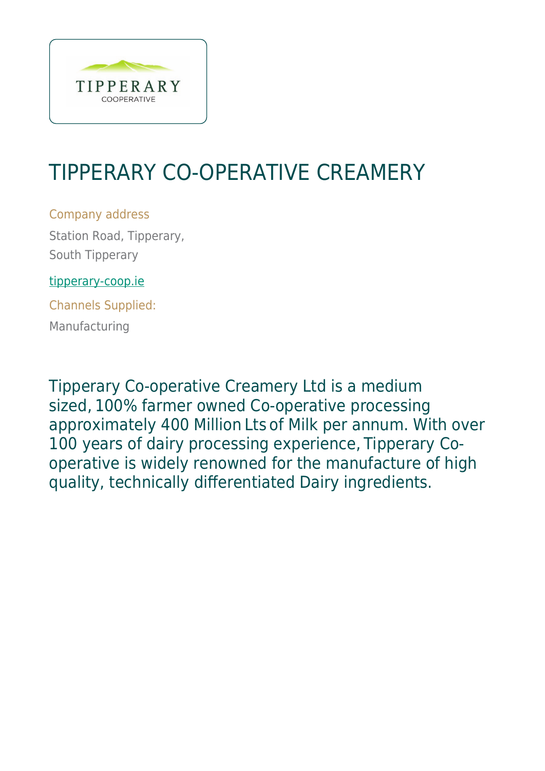# TIPPERARY CO-OPERATIVE CREAMERY

Company address

Station Road, Tipperary,
South Tipperary

tipperary-coop.ie

Channels Supplied:

Manufacturing

Tipperary Co-operative Creamery Ltd is a medium sized, 100% farmer owned Co-operative processing approximately 400 Million Lts of Milk per annum. With over 100 years of dairy processing experience, Tipperary Co-operative is widely renowned for the manufacture of high quality, technically differentiated Dairy ingredients.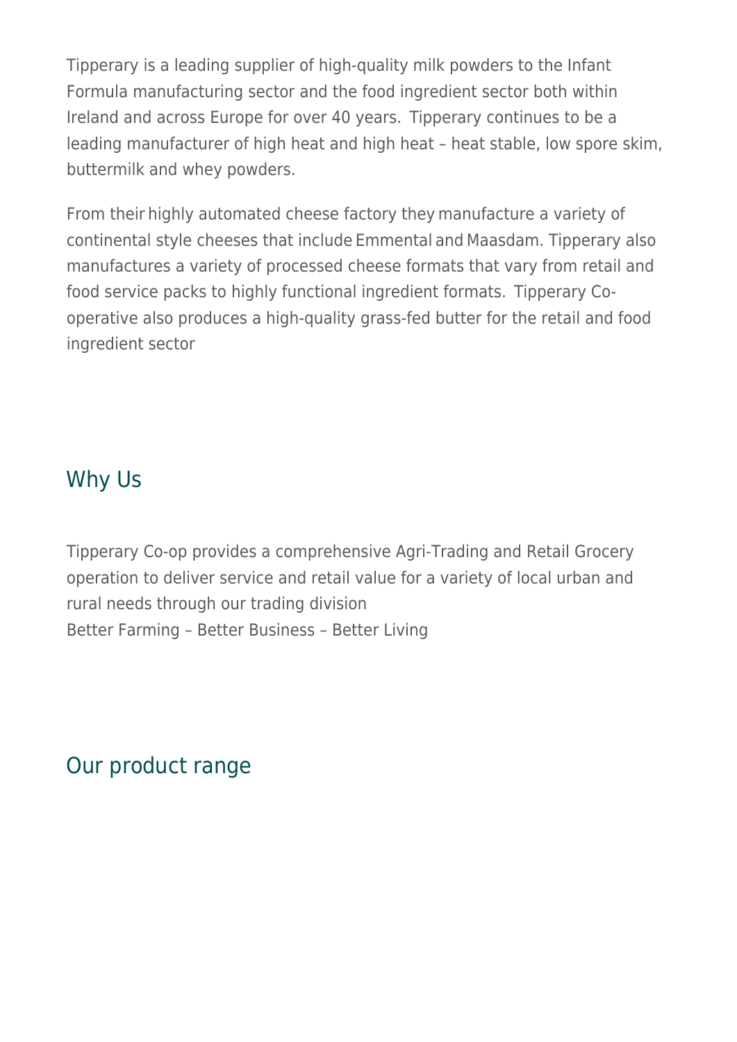Tipperary is a leading supplier of high-quality milk powders to the Infant Formula manufacturing sector and the food ingredient sector both within Ireland and across Europe for over 40 years.  Tipperary continues to be a leading manufacturer of high heat and high heat – heat stable, low spore skim, buttermilk and whey powders.

From their highly automated cheese factory they manufacture a variety of continental style cheeses that include Emmental and Maasdam. Tipperary also manufactures a variety of processed cheese formats that vary from retail and food service packs to highly functional ingredient formats.  Tipperary Co-operative also produces a high-quality grass-fed butter for the retail and food ingredient sector

## Why Us

Tipperary Co-op provides a comprehensive Agri-Trading and Retail Grocery operation to deliver service and retail value for a variety of local urban and rural needs through our trading division
Better Farming – Better Business – Better Living

## Our product range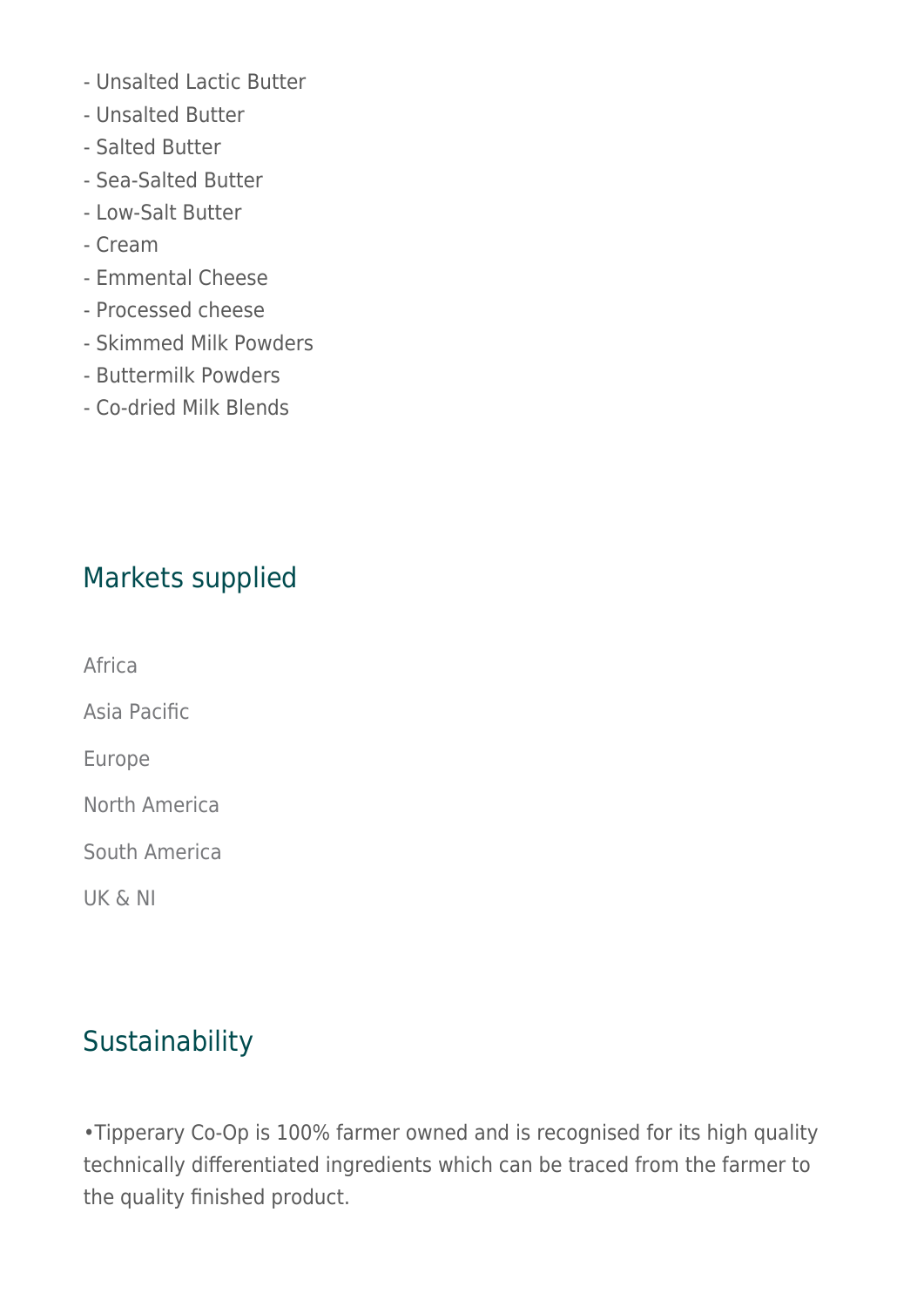- Unsalted Lactic Butter
- Unsalted Butter
- Salted Butter
- Sea-Salted Butter
- Low-Salt Butter
- Cream
- Emmental Cheese
- Processed cheese
- Skimmed Milk Powders
- Buttermilk Powders
- Co-dried Milk Blends

## Markets supplied

Africa

Asia Pacific

Europe

North America

South America

UK & NI

## Sustainability

•Tipperary Co-Op is 100% farmer owned and is recognised for its high quality technically differentiated ingredients which can be traced from the farmer to the quality finished product.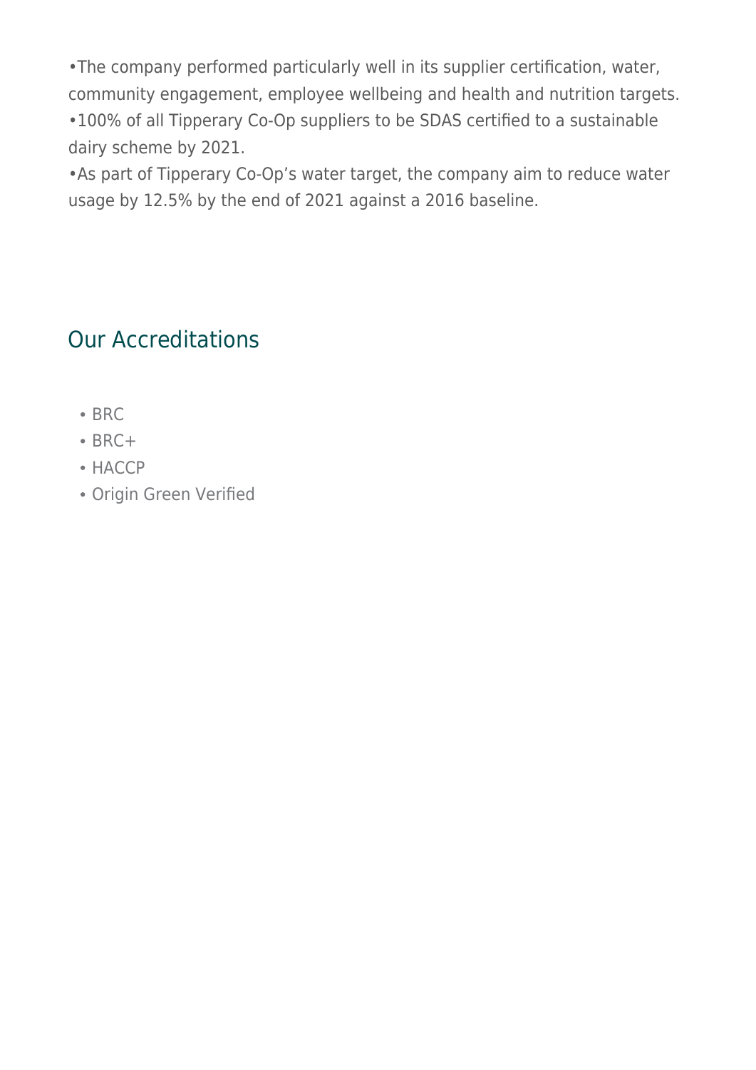•The company performed particularly well in its supplier certification, water, community engagement, employee wellbeing and health and nutrition targets.
•100% of all Tipperary Co-Op suppliers to be SDAS certified to a sustainable dairy scheme by 2021.
•As part of Tipperary Co-Op's water target, the company aim to reduce water usage by 12.5% by the end of 2021 against a 2016 baseline.

## Our Accreditations

- BRC
- BRC+
- HACCP
- Origin Green Verified